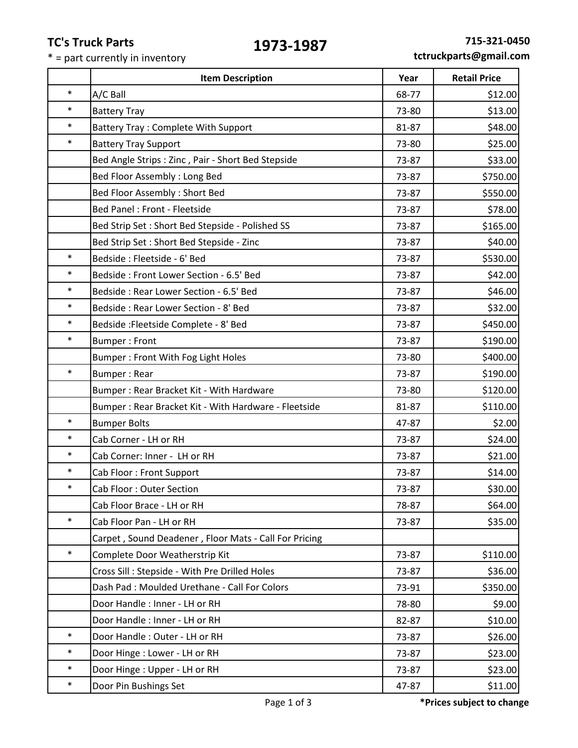**TC's Truck Parts**

* = part currently in inventory

# 1973-1987

**715-321-0450**
**tctruckparts@gmail.com**

| | Item Description | Year | Retail Price |
|---|---|---|---|
| * | A/C Ball | 68-77 | $12.00 |
| * | Battery Tray | 73-80 | $13.00 |
| * | Battery Tray : Complete With Support | 81-87 | $48.00 |
| * | Battery Tray Support | 73-80 | $25.00 |
| | Bed Angle Strips : Zinc , Pair - Short Bed Stepside | 73-87 | $33.00 |
| | Bed Floor Assembly : Long Bed | 73-87 | $750.00 |
| | Bed Floor Assembly : Short Bed | 73-87 | $550.00 |
| | Bed Panel : Front - Fleetside | 73-87 | $78.00 |
| | Bed Strip Set : Short Bed Stepside - Polished SS | 73-87 | $165.00 |
| | Bed Strip Set : Short Bed Stepside - Zinc | 73-87 | $40.00 |
| * | Bedside : Fleetside - 6' Bed | 73-87 | $530.00 |
| * | Bedside : Front Lower Section - 6.5' Bed | 73-87 | $42.00 |
| * | Bedside : Rear Lower Section - 6.5' Bed | 73-87 | $46.00 |
| * | Bedside : Rear Lower Section - 8' Bed | 73-87 | $32.00 |
| * | Bedside :Fleetside Complete - 8' Bed | 73-87 | $450.00 |
| * | Bumper : Front | 73-87 | $190.00 |
| | Bumper : Front With Fog Light Holes | 73-80 | $400.00 |
| * | Bumper : Rear | 73-87 | $190.00 |
| | Bumper : Rear Bracket Kit - With Hardware | 73-80 | $120.00 |
| | Bumper : Rear Bracket Kit - With Hardware - Fleetside | 81-87 | $110.00 |
| * | Bumper Bolts | 47-87 | $2.00 |
| * | Cab Corner - LH or RH | 73-87 | $24.00 |
| * | Cab Corner: Inner - LH or RH | 73-87 | $21.00 |
| * | Cab Floor : Front Support | 73-87 | $14.00 |
| * | Cab Floor : Outer Section | 73-87 | $30.00 |
| | Cab Floor Brace - LH or RH | 78-87 | $64.00 |
| * | Cab Floor Pan - LH or RH | 73-87 | $35.00 |
| | Carpet , Sound Deadener , Floor Mats - Call For Pricing | | |
| * | Complete Door Weatherstrip Kit | 73-87 | $110.00 |
| | Cross Sill : Stepside - With Pre Drilled Holes | 73-87 | $36.00 |
| | Dash Pad : Moulded Urethane - Call For Colors | 73-91 | $350.00 |
| | Door Handle : Inner - LH or RH | 78-80 | $9.00 |
| | Door Handle : Inner - LH or RH | 82-87 | $10.00 |
| * | Door Handle : Outer - LH or RH | 73-87 | $26.00 |
| * | Door Hinge : Lower - LH or RH | 73-87 | $23.00 |
| * | Door Hinge : Upper - LH or RH | 73-87 | $23.00 |
| * | Door Pin Bushings Set | 47-87 | $11.00 |

**\*Prices subject to change**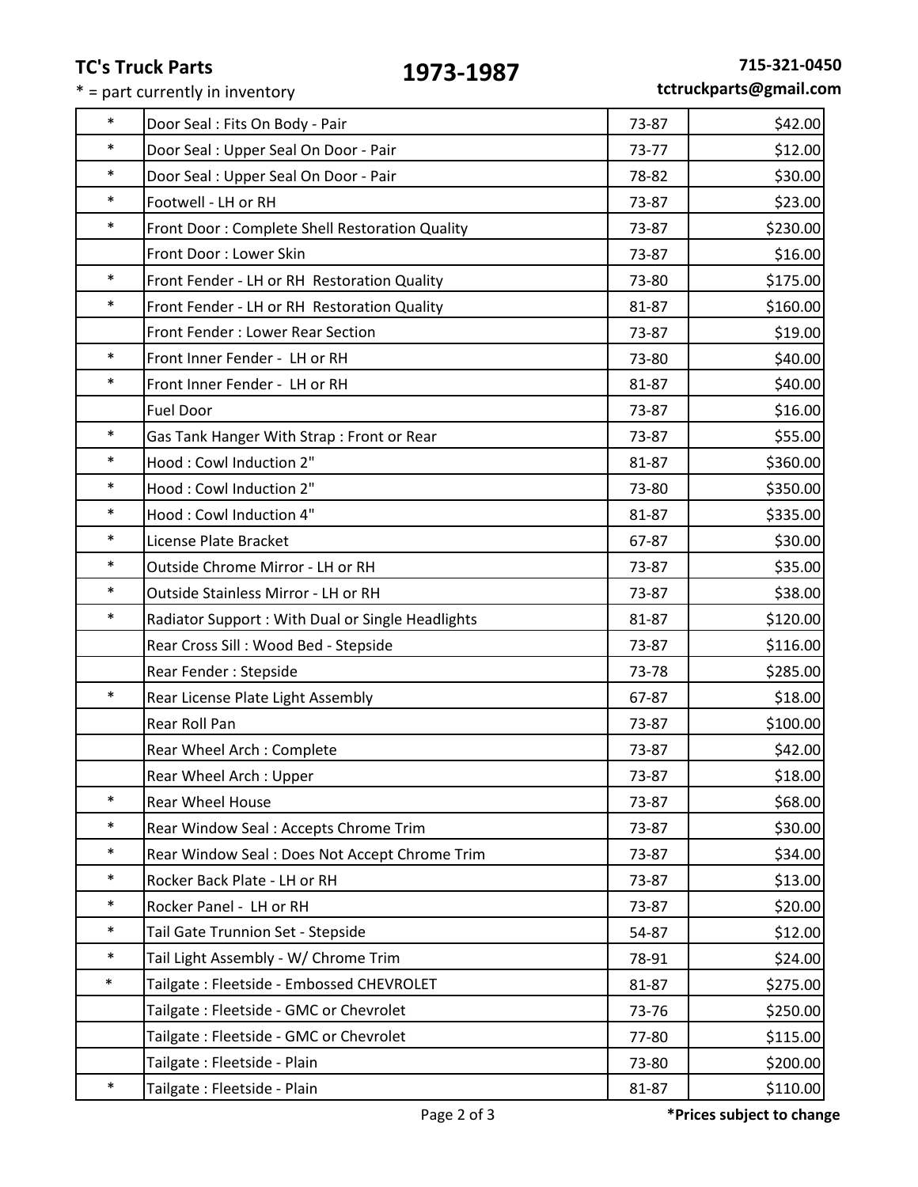**TC's Truck Parts**

\* = part currently in inventory

# 1973-1987

**715-321-0450**
**tctruckparts@gmail.com**

| | | | |
|---|---|---|---|
| * | Door Seal : Fits On Body - Pair | 73-87 | $42.00 |
| * | Door Seal : Upper Seal On Door - Pair | 73-77 | $12.00 |
| * | Door Seal : Upper Seal On Door - Pair | 78-82 | $30.00 |
| * | Footwell - LH or RH | 73-87 | $23.00 |
| * | Front Door : Complete Shell Restoration Quality | 73-87 | $230.00 |
| | Front Door : Lower Skin | 73-87 | $16.00 |
| * | Front Fender - LH or RH Restoration Quality | 73-80 | $175.00 |
| * | Front Fender - LH or RH Restoration Quality | 81-87 | $160.00 |
| | Front Fender : Lower Rear Section | 73-87 | $19.00 |
| * | Front Inner Fender - LH or RH | 73-80 | $40.00 |
| * | Front Inner Fender - LH or RH | 81-87 | $40.00 |
| | Fuel Door | 73-87 | $16.00 |
| * | Gas Tank Hanger With Strap : Front or Rear | 73-87 | $55.00 |
| * | Hood : Cowl Induction 2" | 81-87 | $360.00 |
| * | Hood : Cowl Induction 2" | 73-80 | $350.00 |
| * | Hood : Cowl Induction 4" | 81-87 | $335.00 |
| * | License Plate Bracket | 67-87 | $30.00 |
| * | Outside Chrome Mirror - LH or RH | 73-87 | $35.00 |
| * | Outside Stainless Mirror - LH or RH | 73-87 | $38.00 |
| * | Radiator Support : With Dual or Single Headlights | 81-87 | $120.00 |
| | Rear Cross Sill : Wood Bed - Stepside | 73-87 | $116.00 |
| | Rear Fender : Stepside | 73-78 | $285.00 |
| * | Rear License Plate Light Assembly | 67-87 | $18.00 |
| | Rear Roll Pan | 73-87 | $100.00 |
| | Rear Wheel Arch : Complete | 73-87 | $42.00 |
| | Rear Wheel Arch : Upper | 73-87 | $18.00 |
| * | Rear Wheel House | 73-87 | $68.00 |
| * | Rear Window Seal : Accepts Chrome Trim | 73-87 | $30.00 |
| * | Rear Window Seal : Does Not Accept Chrome Trim | 73-87 | $34.00 |
| * | Rocker Back Plate - LH or RH | 73-87 | $13.00 |
| * | Rocker Panel - LH or RH | 73-87 | $20.00 |
| * | Tail Gate Trunnion Set - Stepside | 54-87 | $12.00 |
| * | Tail Light Assembly - W/ Chrome Trim | 78-91 | $24.00 |
| * | Tailgate : Fleetside - Embossed CHEVROLET | 81-87 | $275.00 |
| | Tailgate : Fleetside - GMC or Chevrolet | 73-76 | $250.00 |
| | Tailgate : Fleetside - GMC or Chevrolet | 77-80 | $115.00 |
| | Tailgate : Fleetside - Plain | 73-80 | $200.00 |
| * | Tailgate : Fleetside - Plain | 81-87 | $110.00 |

**\*Prices subject to change**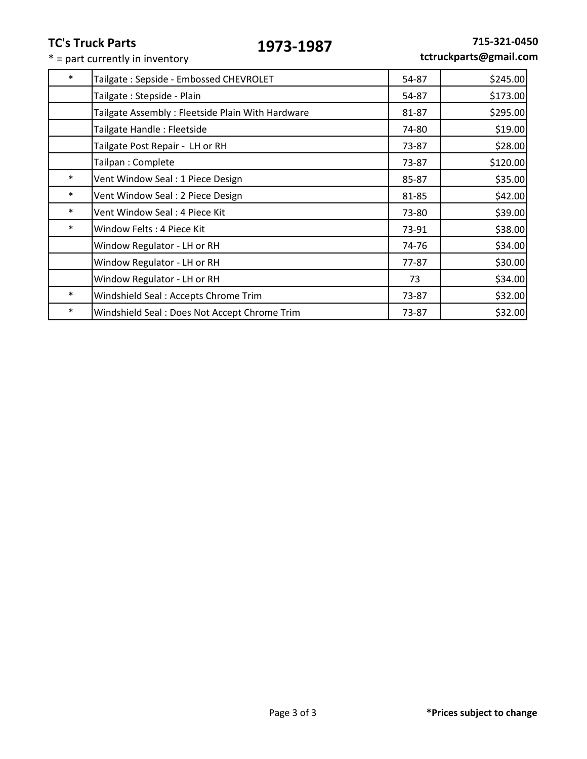**TC's Truck Parts**

\* = part currently in inventory

# 1973-1987

**715-321-0450**
**tctruckparts@gmail.com**

| | | | |
|---|---|---|---|
| * | Tailgate : Sepside - Embossed CHEVROLET | 54-87 | $245.00 |
| | Tailgate : Stepside - Plain | 54-87 | $173.00 |
| | Tailgate Assembly : Fleetside Plain With Hardware | 81-87 | $295.00 |
| | Tailgate Handle : Fleetside | 74-80 | $19.00 |
| | Tailgate Post Repair - LH or RH | 73-87 | $28.00 |
| | Tailpan : Complete | 73-87 | $120.00 |
| * | Vent Window Seal : 1 Piece Design | 85-87 | $35.00 |
| * | Vent Window Seal : 2 Piece Design | 81-85 | $42.00 |
| * | Vent Window Seal : 4 Piece Kit | 73-80 | $39.00 |
| * | Window Felts : 4 Piece Kit | 73-91 | $38.00 |
| | Window Regulator - LH or RH | 74-76 | $34.00 |
| | Window Regulator - LH or RH | 77-87 | $30.00 |
| | Window Regulator - LH or RH | 73 | $34.00 |
| * | Windshield Seal : Accepts Chrome Trim | 73-87 | $32.00 |
| * | Windshield Seal : Does Not Accept Chrome Trim | 73-87 | $32.00 |

**\*Prices subject to change**